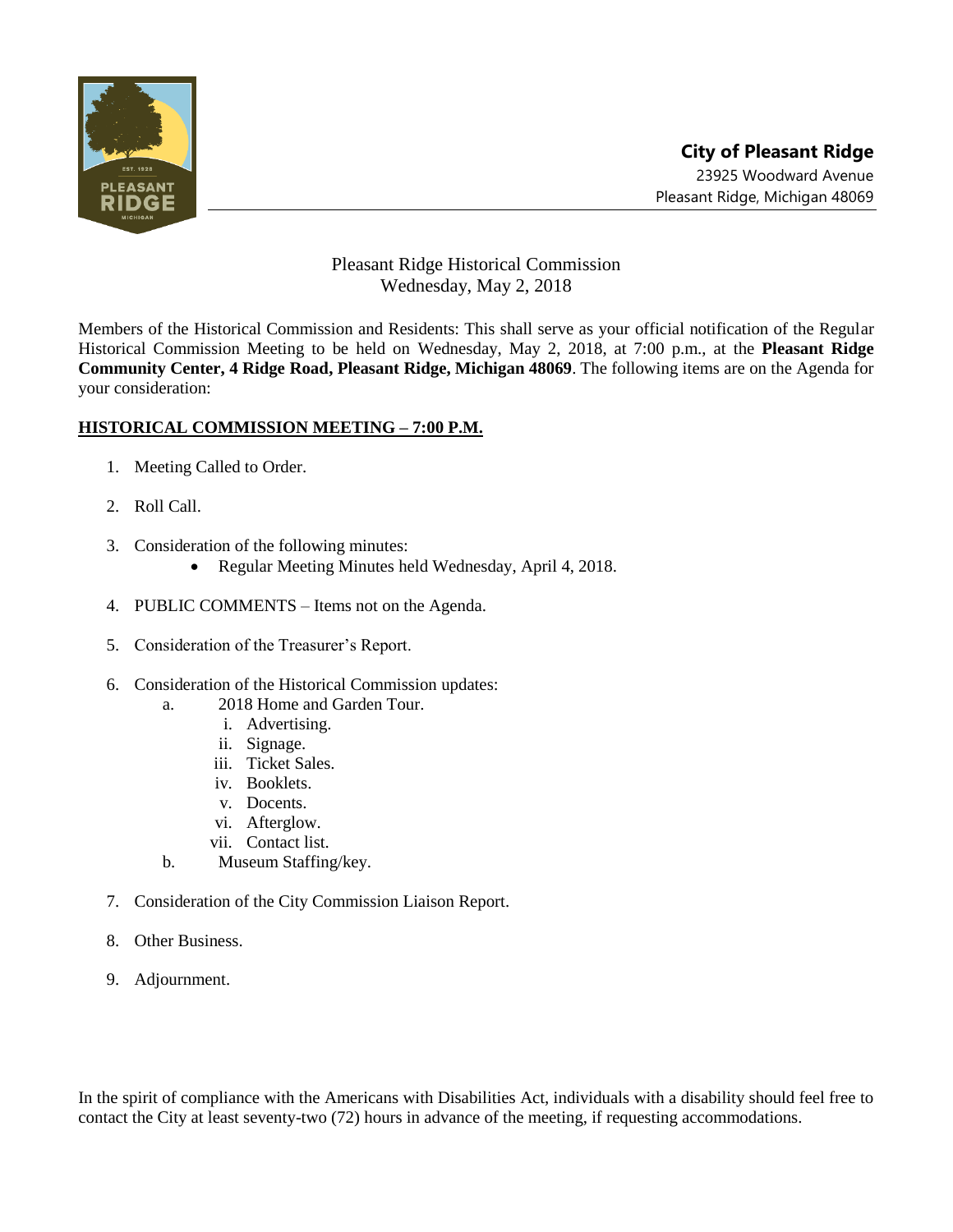**City of Pleasant Ridge**
23925 Woodward Avenue
Pleasant Ridge, Michigan 48069

Pleasant Ridge Historical Commission
Wednesday, May 2, 2018

Members of the Historical Commission and Residents: This shall serve as your official notification of the Regular Historical Commission Meeting to be held on Wednesday, May 2, 2018, at 7:00 p.m., at the **Pleasant Ridge Community Center, 4 Ridge Road, Pleasant Ridge, Michigan 48069**. The following items are on the Agenda for your consideration:

**HISTORICAL COMMISSION MEETING – 7:00 P.M.**

1. Meeting Called to Order.
2. Roll Call.
3. Consideration of the following minutes:
   - Regular Meeting Minutes held Wednesday, April 4, 2018.
4. PUBLIC COMMENTS – Items not on the Agenda.
5. Consideration of the Treasurer's Report.
6. Consideration of the Historical Commission updates:
   a. 2018 Home and Garden Tour.
      i. Advertising.
      ii. Signage.
      iii. Ticket Sales.
      iv. Booklets.
      v. Docents.
      vi. Afterglow.
      vii. Contact list.
   b. Museum Staffing/key.
7. Consideration of the City Commission Liaison Report.
8. Other Business.
9. Adjournment.

In the spirit of compliance with the Americans with Disabilities Act, individuals with a disability should feel free to contact the City at least seventy-two (72) hours in advance of the meeting, if requesting accommodations.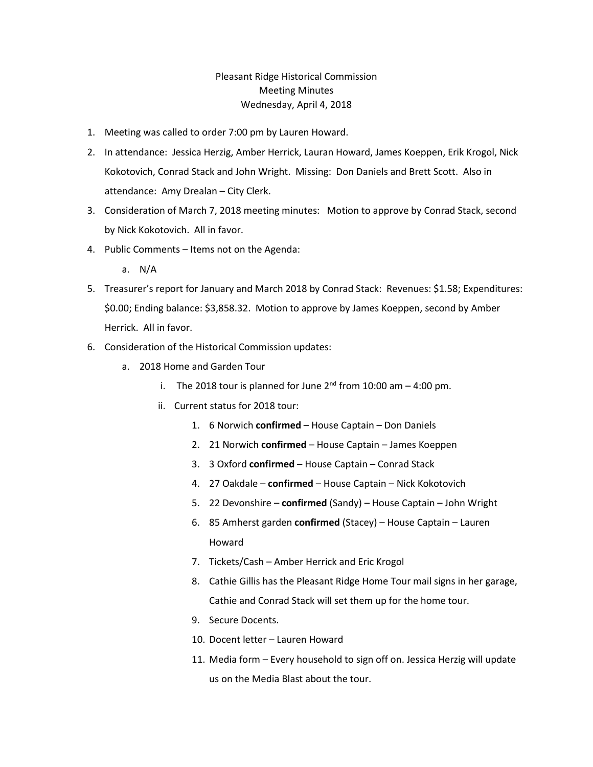Pleasant Ridge Historical Commission
Meeting Minutes
Wednesday, April 4, 2018

1. Meeting was called to order 7:00 pm by Lauren Howard.
2. In attendance: Jessica Herzig, Amber Herrick, Lauran Howard, James Koeppen, Erik Krogol, Nick Kokotovich, Conrad Stack and John Wright. Missing: Don Daniels and Brett Scott. Also in attendance: Amy Drealan – City Clerk.
3. Consideration of March 7, 2018 meeting minutes: Motion to approve by Conrad Stack, second by Nick Kokotovich. All in favor.
4. Public Comments – Items not on the Agenda:
   a. N/A
5. Treasurer's report for January and March 2018 by Conrad Stack: Revenues: $1.58; Expenditures: $0.00; Ending balance: $3,858.32. Motion to approve by James Koeppen, second by Amber Herrick. All in favor.
6. Consideration of the Historical Commission updates:
   a. 2018 Home and Garden Tour
      i. The 2018 tour is planned for June 2nd from 10:00 am – 4:00 pm.
      ii. Current status for 2018 tour:
         1. 6 Norwich **confirmed** – House Captain – Don Daniels
         2. 21 Norwich **confirmed** – House Captain – James Koeppen
         3. 3 Oxford **confirmed** – House Captain – Conrad Stack
         4. 27 Oakdale – **confirmed** – House Captain – Nick Kokotovich
         5. 22 Devonshire – **confirmed** (Sandy) – House Captain – John Wright
         6. 85 Amherst garden **confirmed** (Stacey) – House Captain – Lauren Howard
         7. Tickets/Cash – Amber Herrick and Eric Krogol
         8. Cathie Gillis has the Pleasant Ridge Home Tour mail signs in her garage, Cathie and Conrad Stack will set them up for the home tour.
         9. Secure Docents.
         10. Docent letter – Lauren Howard
         11. Media form – Every household to sign off on. Jessica Herzig will update us on the Media Blast about the tour.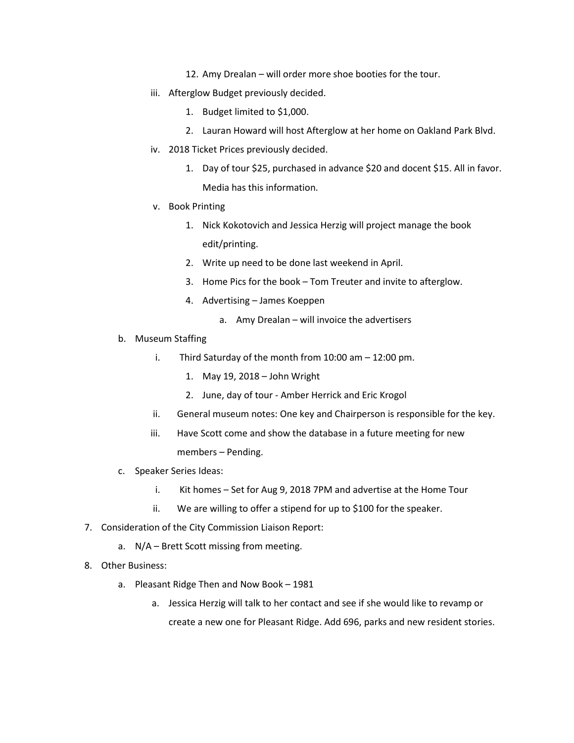12. Amy Drealan – will order more shoe booties for the tour.

   iii. Afterglow Budget previously decided.

        1. Budget limited to $1,000.
        2. Lauran Howard will host Afterglow at her home on Oakland Park Blvd.

   iv. 2018 Ticket Prices previously decided.

        1. Day of tour $25, purchased in advance $20 and docent $15. All in favor. Media has this information.

   v. Book Printing

        1. Nick Kokotovich and Jessica Herzig will project manage the book edit/printing.
        2. Write up need to be done last weekend in April.
        3. Home Pics for the book – Tom Treuter and invite to afterglow.
        4. Advertising – James Koeppen
            a. Amy Drealan – will invoice the advertisers

b. Museum Staffing

   i. Third Saturday of the month from 10:00 am – 12:00 pm.

        1. May 19, 2018 – John Wright
        2. June, day of tour - Amber Herrick and Eric Krogol

   ii. General museum notes: One key and Chairperson is responsible for the key.

   iii. Have Scott come and show the database in a future meeting for new members – Pending.

c. Speaker Series Ideas:

   i. Kit homes – Set for Aug 9, 2018 7PM and advertise at the Home Tour

   ii. We are willing to offer a stipend for up to $100 for the speaker.

7. Consideration of the City Commission Liaison Report:

   a. N/A – Brett Scott missing from meeting.

8. Other Business:

   a. Pleasant Ridge Then and Now Book – 1981

      a. Jessica Herzig will talk to her contact and see if she would like to revamp or create a new one for Pleasant Ridge. Add 696, parks and new resident stories.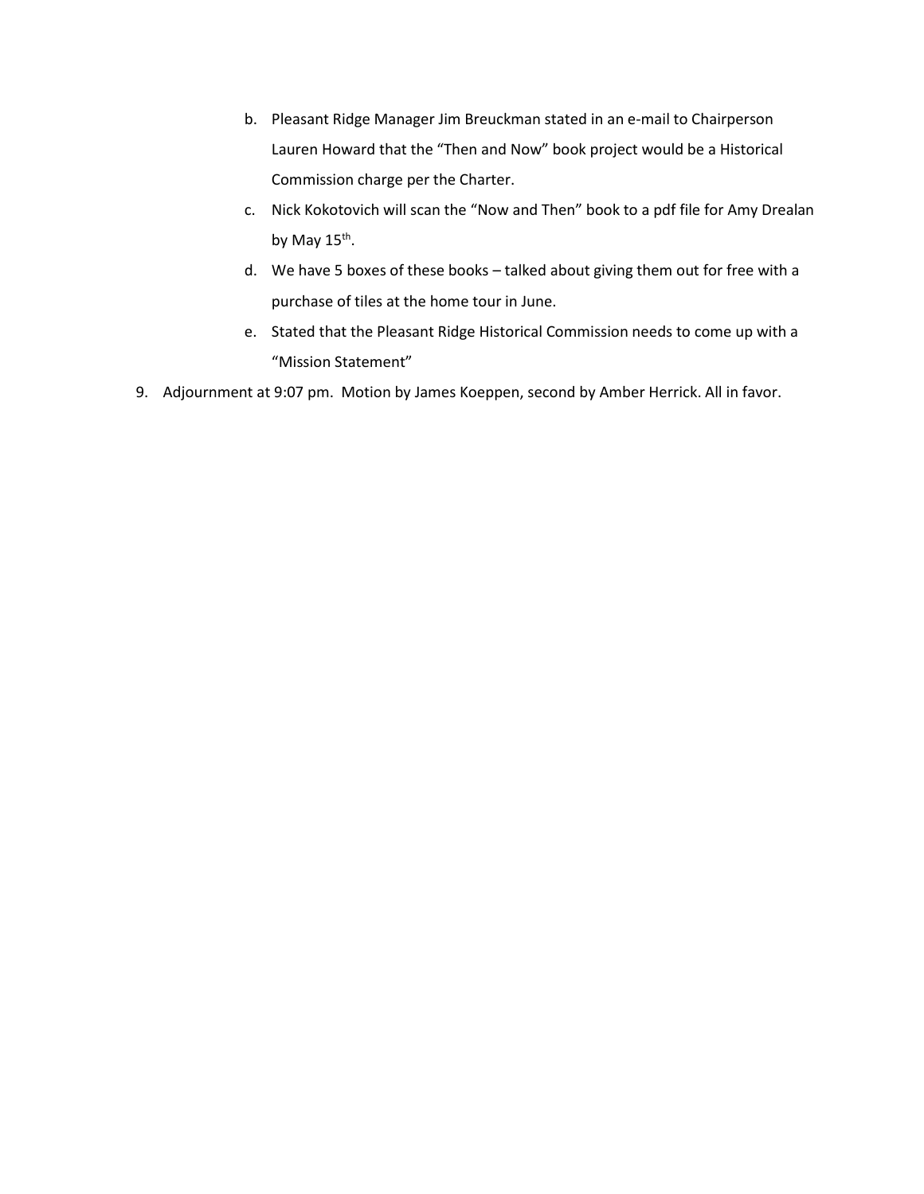b. Pleasant Ridge Manager Jim Breuckman stated in an e-mail to Chairperson Lauren Howard that the "Then and Now" book project would be a Historical Commission charge per the Charter.
   c. Nick Kokotovich will scan the "Now and Then" book to a pdf file for Amy Drealan by May 15th.
   d. We have 5 boxes of these books – talked about giving them out for free with a purchase of tiles at the home tour in June.
   e. Stated that the Pleasant Ridge Historical Commission needs to come up with a "Mission Statement"

9. Adjournment at 9:07 pm. Motion by James Koeppen, second by Amber Herrick. All in favor.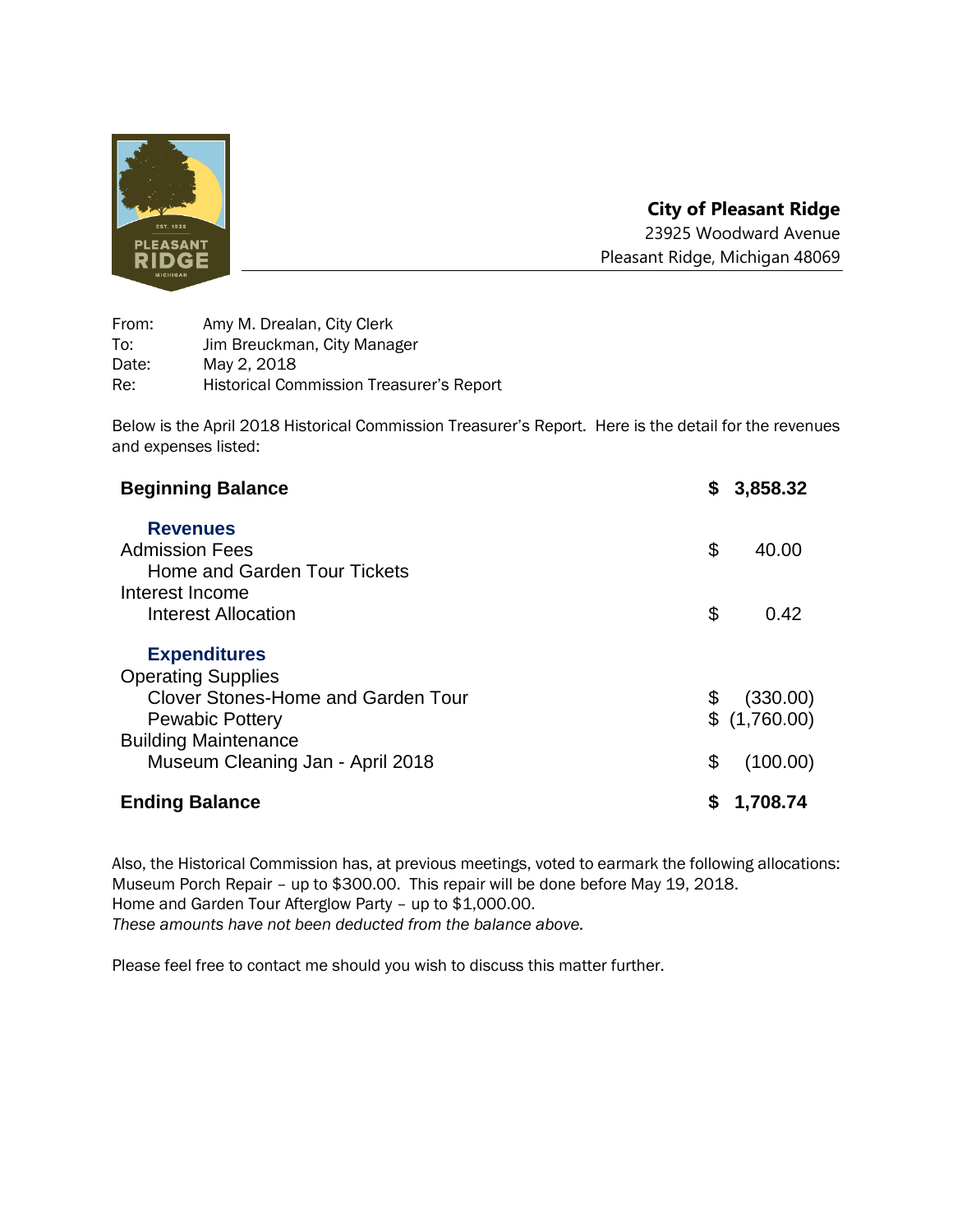**City of Pleasant Ridge**
23925 Woodward Avenue
Pleasant Ridge, Michigan 48069

From: Amy M. Drealan, City Clerk
To: Jim Breuckman, City Manager
Date: May 2, 2018
Re: Historical Commission Treasurer's Report

Below is the April 2018 Historical Commission Treasurer's Report. Here is the detail for the revenues and expenses listed:

| | |
|---|---|
| **Beginning Balance** | **$ 3,858.32** |
| **Revenues** | |
| Admission Fees | $ 40.00 |
| Home and Garden Tour Tickets | |
| Interest Income | |
| Interest Allocation | $ 0.42 |
| **Expenditures** | |
| Operating Supplies | |
| Clover Stones-Home and Garden Tour | $ (330.00) |
| Pewabic Pottery | $ (1,760.00) |
| Building Maintenance | |
| Museum Cleaning Jan - April 2018 | $ (100.00) |
| **Ending Balance** | **$ 1,708.74** |

Also, the Historical Commission has, at previous meetings, voted to earmark the following allocations:
Museum Porch Repair – up to $300.00. This repair will be done before May 19, 2018.
Home and Garden Tour Afterglow Party – up to $1,000.00.
*These amounts have not been deducted from the balance above.*

Please feel free to contact me should you wish to discuss this matter further.